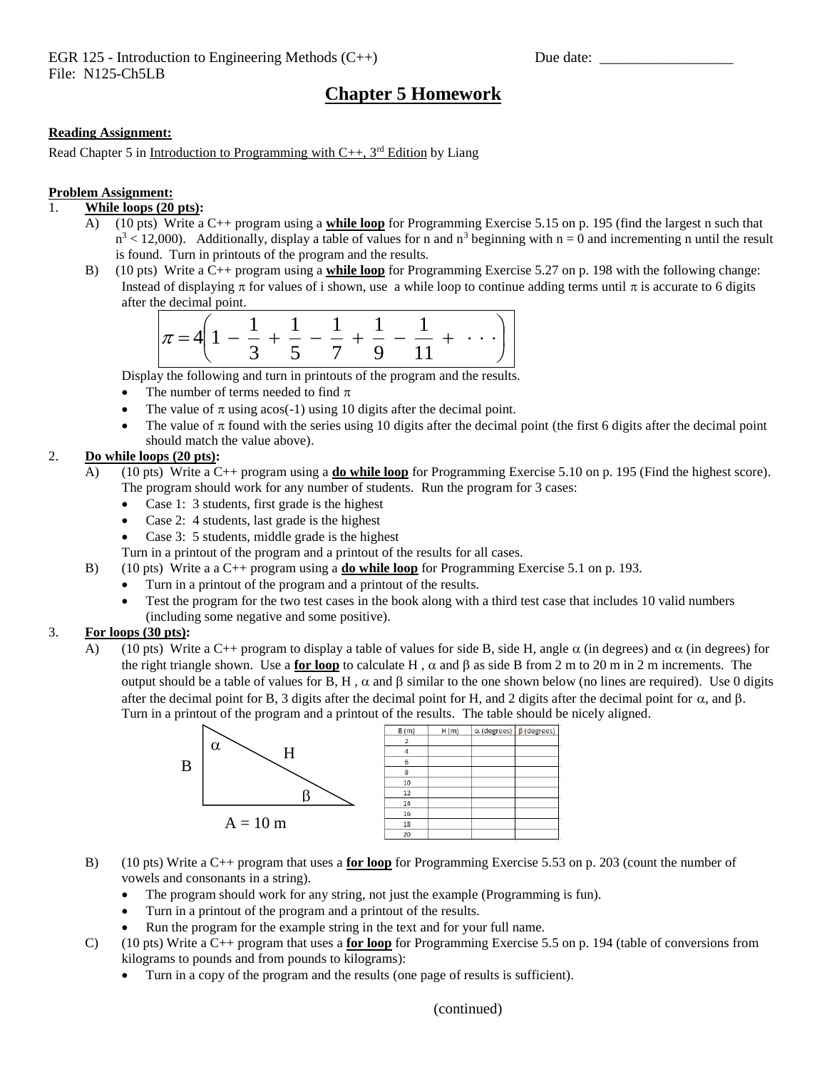EGR 125 - Introduction to Engineering Methods (C++) Due date: ________________

File: N125-Ch5LB

# Chapter 5 Homework

**Reading Assignment:**

Read Chapter 5 in Introduction to Programming with C++, 3rd Edition by Liang

**Problem Assignment:**

1. **While loops (20 pts):**
   - A) (10 pts) Write a C++ program using a **while loop** for Programming Exercise 5.15 on p. 195 (find the largest n such that $n^3 < 12{,}000$). Additionally, display a table of values for n and $n^3$ beginning with n = 0 and incrementing n until the result is found. Turn in printouts of the program and the results.
   - B) (10 pts) Write a C++ program using a **while loop** for Programming Exercise 5.27 on p. 198 with the following change: Instead of displaying $\pi$ for values of i shown, use a while loop to continue adding terms until $\pi$ is accurate to 6 digits after the decimal point.

     $$\pi = 4\left(1 - \frac{1}{3} + \frac{1}{5} - \frac{1}{7} + \frac{1}{9} - \frac{1}{11} + \cdots\right)$$

     Display the following and turn in printouts of the program and the results.
     - The number of terms needed to find $\pi$
     - The value of $\pi$ using acos(-1) using 10 digits after the decimal point.
     - The value of $\pi$ found with the series using 10 digits after the decimal point (the first 6 digits after the decimal point should match the value above).

2. **Do while loops (20 pts):**
   - A) (10 pts) Write a C++ program using a **do while loop** for Programming Exercise 5.10 on p. 195 (Find the highest score). The program should work for any number of students. Run the program for 3 cases:
     - Case 1: 3 students, first grade is the highest
     - Case 2: 4 students, last grade is the highest
     - Case 3: 5 students, middle grade is the highest

     Turn in a printout of the program and a printout of the results for all cases.
   - B) (10 pts) Write a a C++ program using a **do while loop** for Programming Exercise 5.1 on p. 193.
     - Turn in a printout of the program and a printout of the results.
     - Test the program for the two test cases in the book along with a third test case that includes 10 valid numbers (including some negative and some positive).

3. **For loops (30 pts):**
   - A) (10 pts) Write a C++ program to display a table of values for side B, side H, angle $\alpha$ (in degrees) and $\alpha$ (in degrees) for the right triangle shown. Use a **for loop** to calculate H , $\alpha$ and $\beta$ as side B from 2 m to 20 m in 2 m increments. The output should be a table of values for B, H , $\alpha$ and $\beta$ similar to the one shown below (no lines are required). Use 0 digits after the decimal point for B, 3 digits after the decimal point for H, and 2 digits after the decimal point for $\alpha$, and $\beta$. Turn in a printout of the program and a printout of the results. The table should be nicely aligned.

     (Right triangle: vertical side B, hypotenuse H, horizontal side A = 10 m; angle $\alpha$ at the top vertex, angle $\beta$ at the right vertex.)

     | B (m) | H (m) | $\alpha$ (degrees) | $\beta$ (degrees) |
     |---|---|---|---|
     | 2 | | | |
     | 4 | | | |
     | 6 | | | |
     | 8 | | | |
     | 10 | | | |
     | 12 | | | |
     | 14 | | | |
     | 16 | | | |
     | 18 | | | |
     | 20 | | | |

   - B) (10 pts) Write a C++ program that uses a **for loop** for Programming Exercise 5.53 on p. 203 (count the number of vowels and consonants in a string).
     - The program should work for any string, not just the example (Programming is fun).
     - Turn in a printout of the program and a printout of the results.
     - Run the program for the example string in the text and for your full name.
   - C) (10 pts) Write a C++ program that uses a **for loop** for Programming Exercise 5.5 on p. 194 (table of conversions from kilograms to pounds and from pounds to kilograms):
     - Turn in a copy of the program and the results (one page of results is sufficient).

(continued)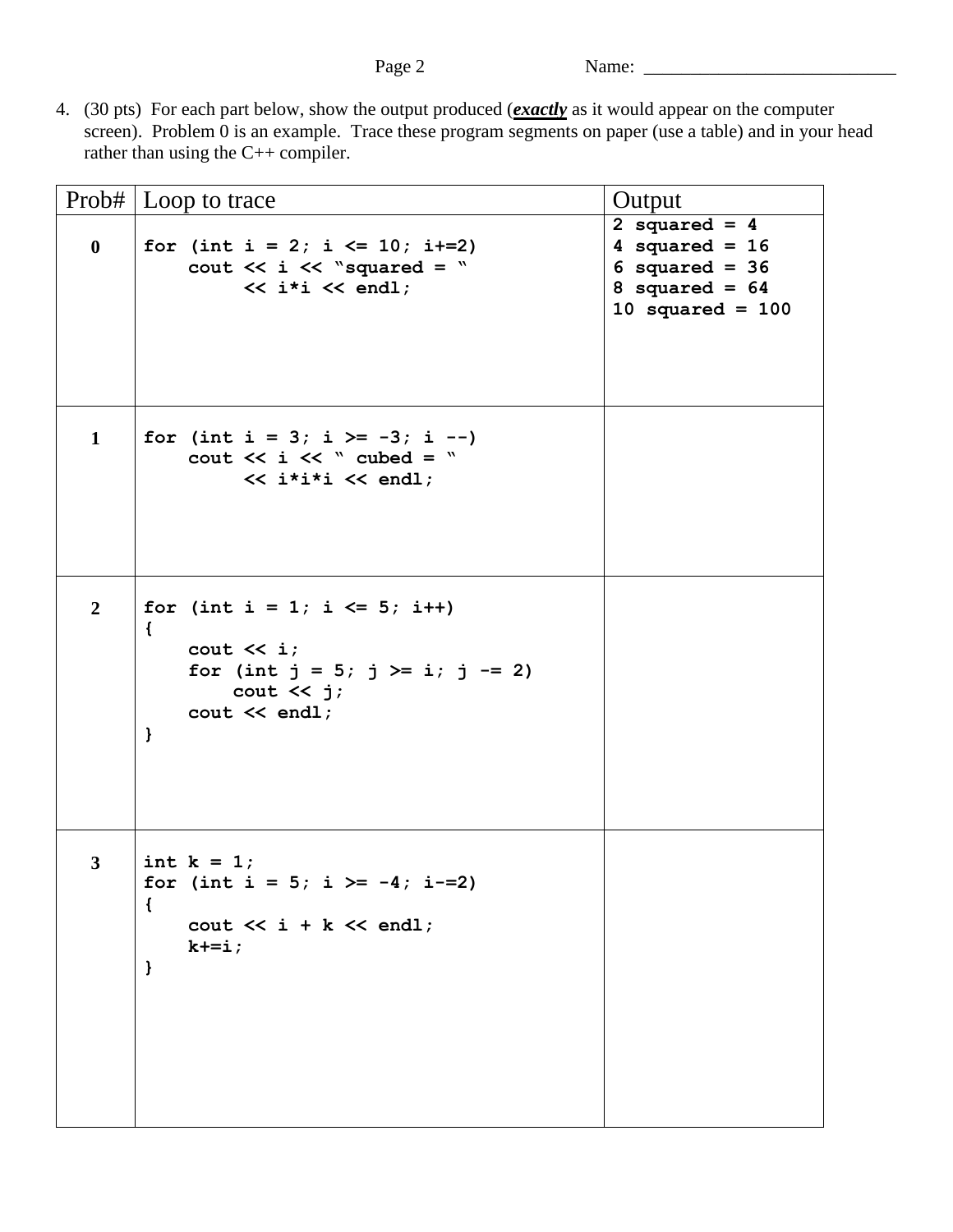Name: ___________________________

4. (30 pts) For each part below, show the output produced (***exactly*** as it would appear on the computer screen). Problem 0 is an example. Trace these program segments on paper (use a table) and in your head rather than using the C++ compiler.

| Prob# | Loop to trace | Output |
|---|---|---|
| **0** | `for (int i = 2; i <= 10; i+=2)`<br>`    cout << i << "squared = "`<br>`         << i*i << endl;` | `2 squared = 4`<br>`4 squared = 16`<br>`6 squared = 36`<br>`8 squared = 64`<br>`10 squared = 100` |
| **1** | `for (int i = 3; i >= -3; i --)`<br>`    cout << i << " cubed = "`<br>`         << i*i*i << endl;` | |
| **2** | `for (int i = 1; i <= 5; i++)`<br>`{`<br>`    cout << i;`<br>`    for (int j = 5; j >= i; j -= 2)`<br>`        cout << j;`<br>`    cout << endl;`<br>`}` | |
| **3** | `int k = 1;`<br>`for (int i = 5; i >= -4; i-=2)`<br>`{`<br>`    cout << i + k << endl;`<br>`    k+=i;`<br>`}` | |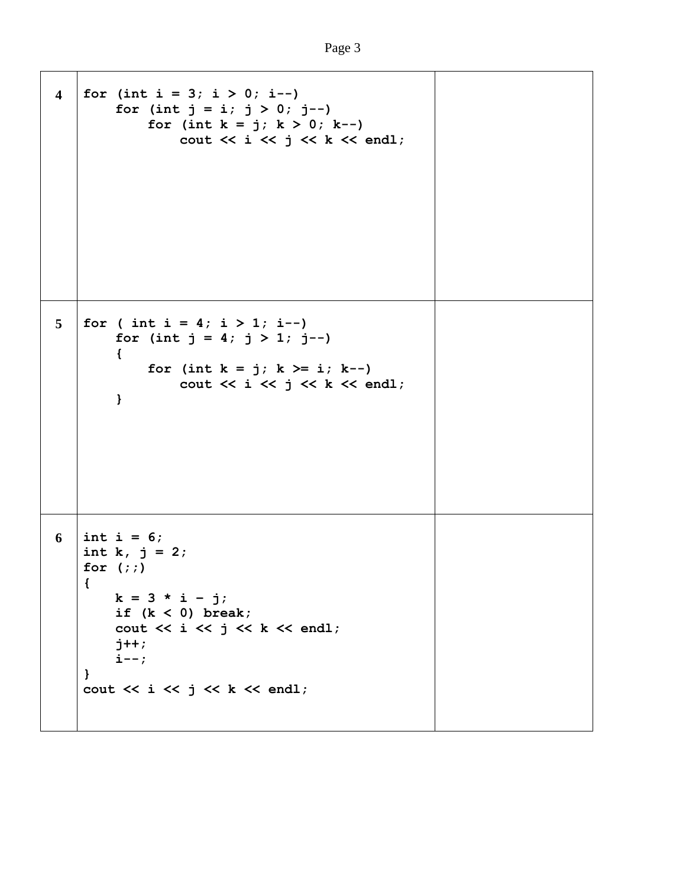| | | |
|---|---|---|
| 4 | <pre>for (int i = 3; i > 0; i--)<br>    for (int j = i; j > 0; j--)<br>        for (int k = j; k > 0; k--)<br>            cout << i << j << k << endl;</pre> | |
| 5 | <pre>for ( int i = 4; i > 1; i--)<br>    for (int j = 4; j > 1; j--)<br>    {<br>        for (int k = j; k >= i; k--)<br>            cout << i << j << k << endl;<br>    }</pre> | |
| 6 | <pre>int i = 6;<br>int k, j = 2;<br>for (;;)<br>{<br>    k = 3 * i - j;<br>    if (k < 0) break;<br>    cout << i << j << k << endl;<br>    j++;<br>    i--;<br>}<br>cout << i << j << k << endl;</pre> | |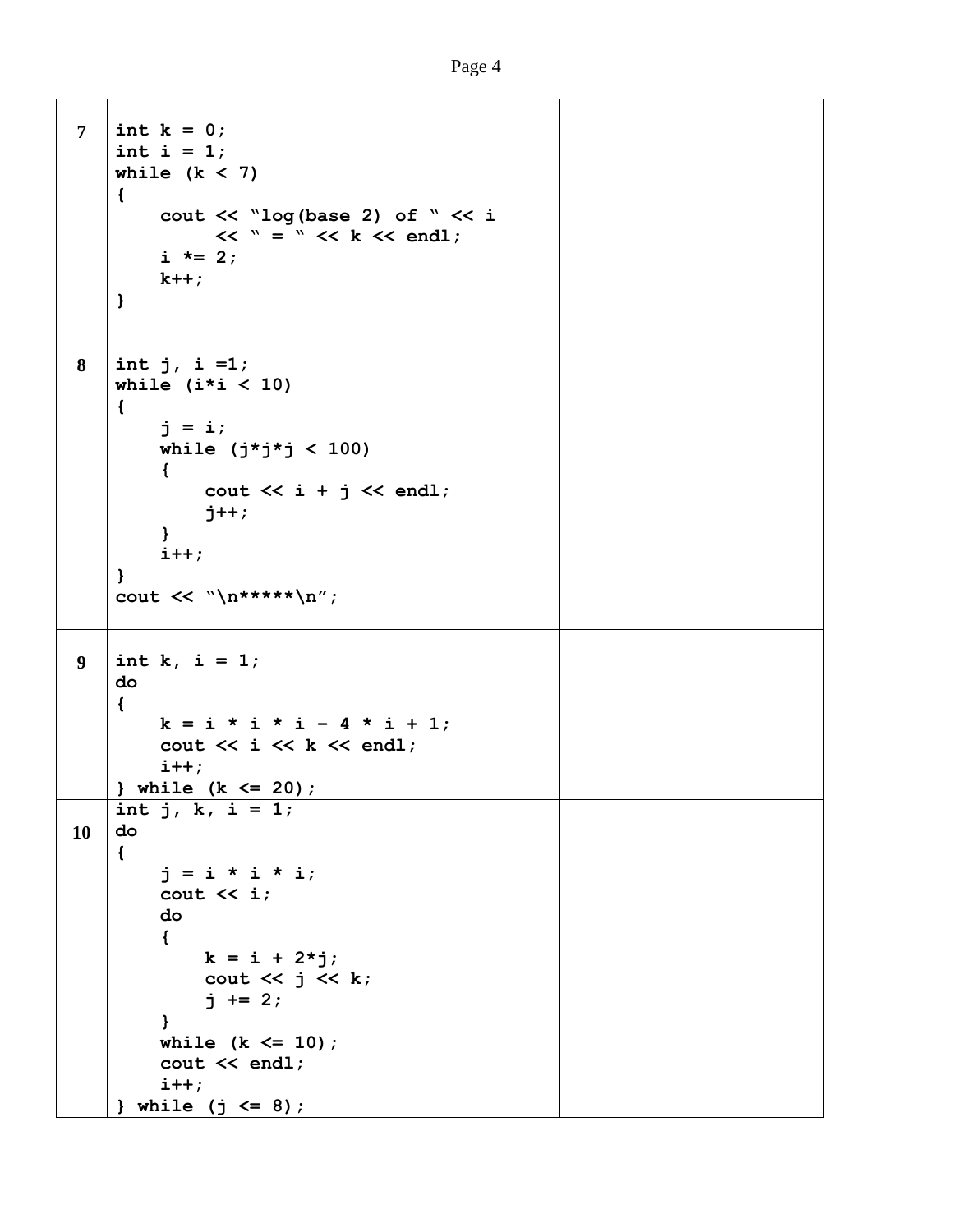**7**

```
int k = 0;
int i = 1;
while (k < 7)
{
    cout << “log(base 2) of “ << i
         << “ = “ << k << endl;
    i *= 2;
    k++;
}
```

**8**

```
int j, i =1;
while (i*i < 10)
{
    j = i;
    while (j*j*j < 100)
    {
        cout << i + j << endl;
        j++;
    }
    i++;
}
cout << “\n*****\n”;
```

**9**

```
int k, i = 1;
do
{
    k = i * i * i – 4 * i + 1;
    cout << i << k << endl;
    i++;
} while (k <= 20);
```

**10**

```
int j, k, i = 1;
do
{
    j = i * i * i;
    cout << i;
    do
    {
        k = i + 2*j;
        cout << j << k;
        j += 2;
    }
    while (k <= 10);
    cout << endl;
    i++;
} while (j <= 8);
```